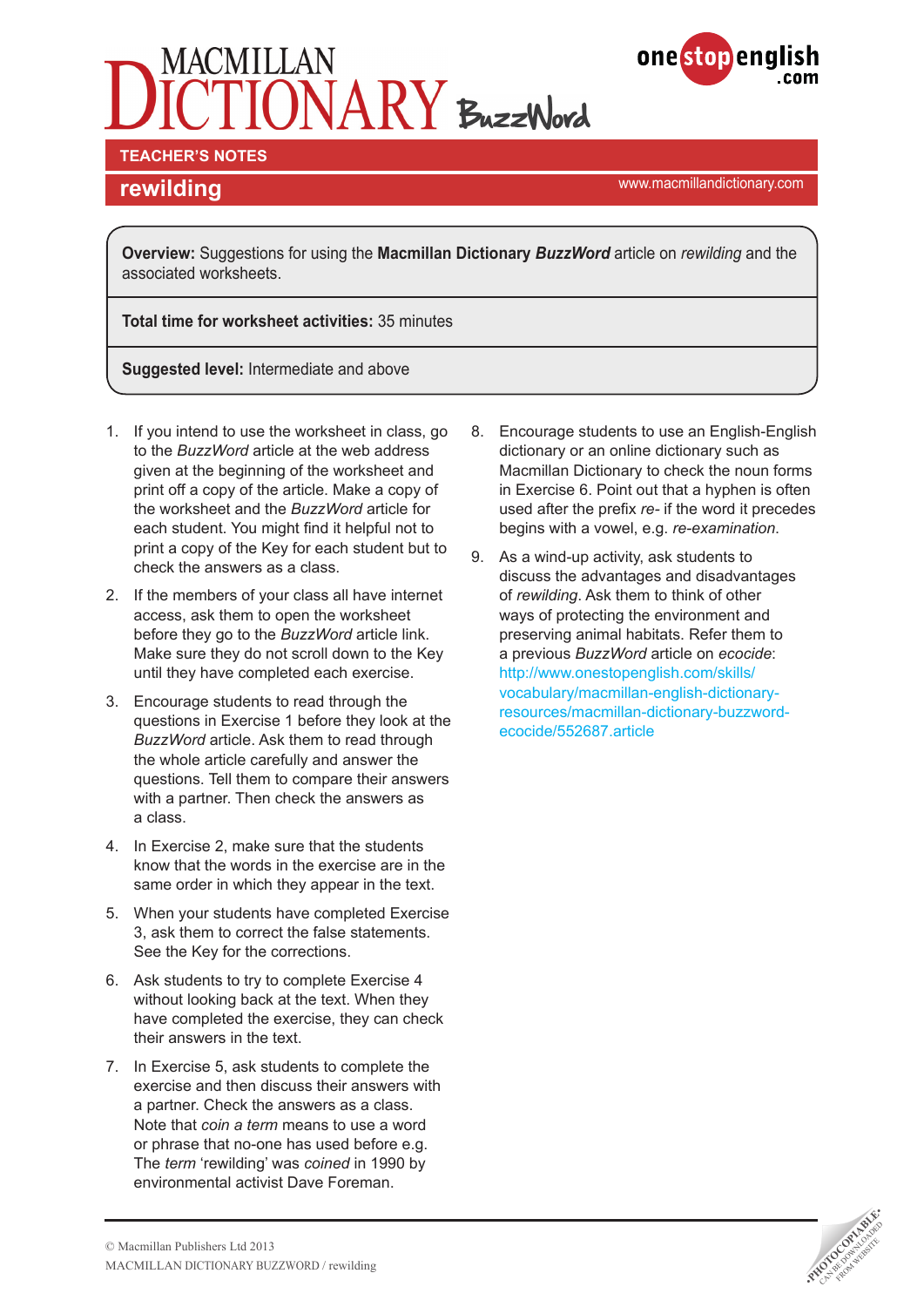# MACMILLAN DICTIONARY BuzzWord

onestopenglish.com

**TEACHER'S NOTES**

## rewilding

www.macmillandictionary.com

**Overview:** Suggestions for using the **Macmillan Dictionary *BuzzWord*** article on *rewilding* and the associated worksheets.

**Total time for worksheet activities:** 35 minutes

**Suggested level:** Intermediate and above

1. If you intend to use the worksheet in class, go to the *BuzzWord* article at the web address given at the beginning of the worksheet and print off a copy of the article. Make a copy of the worksheet and the *BuzzWord* article for each student. You might find it helpful not to print a copy of the Key for each student but to check the answers as a class.
2. If the members of your class all have internet access, ask them to open the worksheet before they go to the *BuzzWord* article link. Make sure they do not scroll down to the Key until they have completed each exercise.
3. Encourage students to read through the questions in Exercise 1 before they look at the *BuzzWord* article. Ask them to read through the whole article carefully and answer the questions. Tell them to compare their answers with a partner. Then check the answers as a class.
4. In Exercise 2, make sure that the students know that the words in the exercise are in the same order in which they appear in the text.
5. When your students have completed Exercise 3, ask them to correct the false statements. See the Key for the corrections.
6. Ask students to try to complete Exercise 4 without looking back at the text. When they have completed the exercise, they can check their answers in the text.
7. In Exercise 5, ask students to complete the exercise and then discuss their answers with a partner. Check the answers as a class. Note that *coin a term* means to use a word or phrase that no-one has used before e.g. The *term* 'rewilding' was *coined* in 1990 by environmental activist Dave Foreman.
8. Encourage students to use an English-English dictionary or an online dictionary such as Macmillan Dictionary to check the noun forms in Exercise 6. Point out that a hyphen is often used after the prefix *re-* if the word it precedes begins with a vowel, e.g. *re-examination*.
9. As a wind-up activity, ask students to discuss the advantages and disadvantages of *rewilding*. Ask them to think of other ways of protecting the environment and preserving animal habitats. Refer them to a previous *BuzzWord* article on *ecocide*: http://www.onestopenglish.com/skills/vocabulary/macmillan-english-dictionary-resources/macmillan-dictionary-buzzword-ecocide/552687.article

© Macmillan Publishers Ltd 2013
MACMILLAN DICTIONARY BUZZWORD / rewilding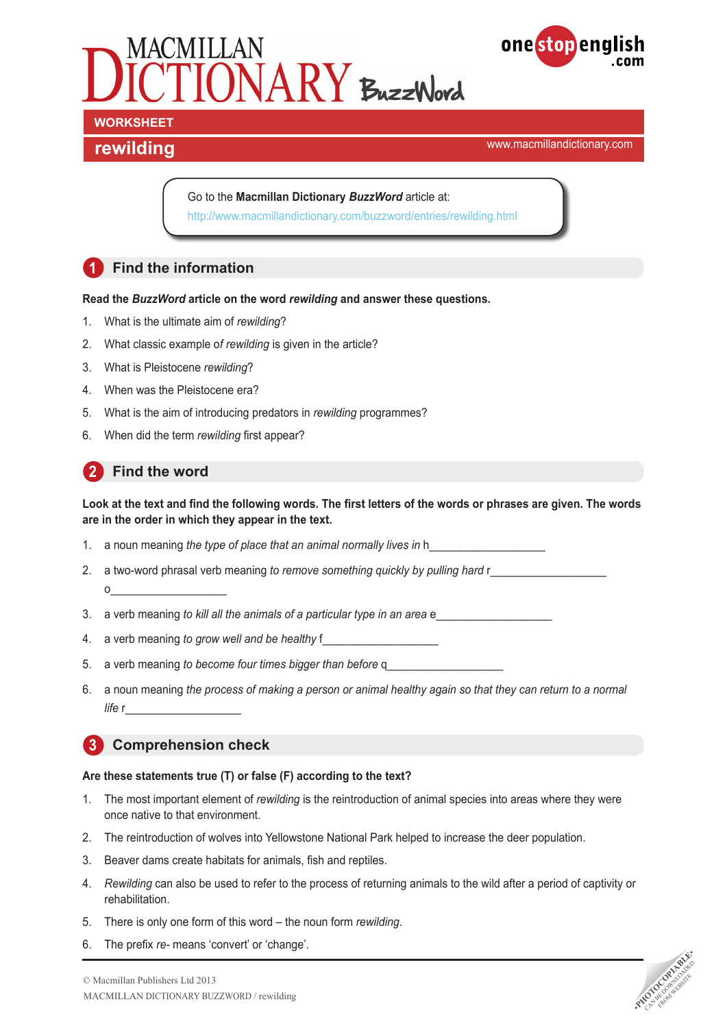# MACMILLAN DICTIONARY BuzzWord

onestopenglish.com

**WORKSHEET**

## rewilding

www.macmillandictionary.com

Go to the **Macmillan Dictionary *BuzzWord*** article at:
http://www.macmillandictionary.com/buzzword/entries/rewilding.html

## 1 Find the information

**Read the *BuzzWord* article on the word *rewilding* and answer these questions.**

1. What is the ultimate aim of *rewilding*?
2. What classic example of *rewilding* is given in the article?
3. What is Pleistocene *rewilding*?
4. When was the Pleistocene era?
5. What is the aim of introducing predators in *rewilding* programmes?
6. When did the term *rewilding* first appear?

## 2 Find the word

**Look at the text and find the following words. The first letters of the words or phrases are given. The words are in the order in which they appear in the text.**

1. a noun meaning *the type of place that an animal normally lives in* h___________________
2. a two-word phrasal verb meaning *to remove something quickly by pulling hard* r___________________ o___________________
3. a verb meaning *to kill all the animals of a particular type in an area* e___________________
4. a verb meaning *to grow well and be healthy* f___________________
5. a verb meaning *to become four times bigger than before* q___________________
6. a noun meaning *the process of making a person or animal healthy again so that they can return to a normal life* r___________________

## 3 Comprehension check

**Are these statements true (T) or false (F) according to the text?**

1. The most important element of *rewilding* is the reintroduction of animal species into areas where they were once native to that environment.
2. The reintroduction of wolves into Yellowstone National Park helped to increase the deer population.
3. Beaver dams create habitats for animals, fish and reptiles.
4. *Rewilding* can also be used to refer to the process of returning animals to the wild after a period of captivity or rehabilitation.
5. There is only one form of this word – the noun form *rewilding*.
6. The prefix *re-* means 'convert' or 'change'.

© Macmillan Publishers Ltd 2013
MACMILLAN DICTIONARY BUZZWORD / rewilding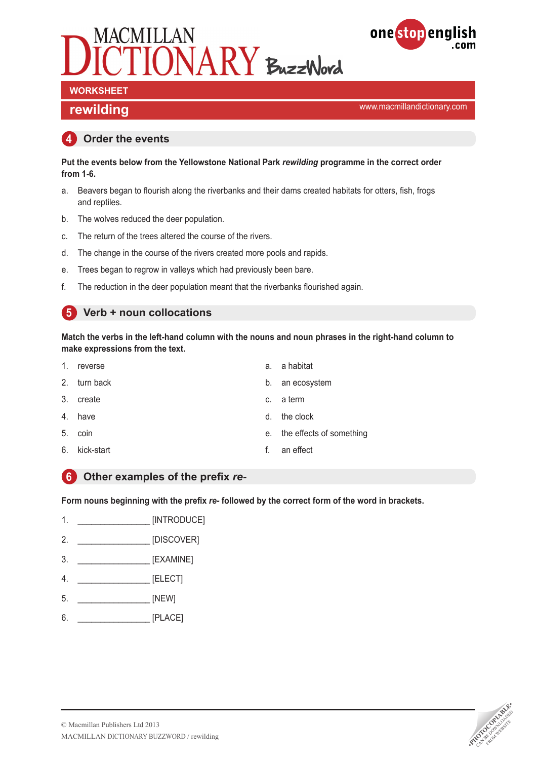# MACMILLAN DICTIONARY BuzzWord

**WORKSHEET**

## rewilding

www.macmillandictionary.com

### 4 Order the events

**Put the events below from the Yellowstone National Park *rewilding* programme in the correct order from 1-6.**

a. Beavers began to flourish along the riverbanks and their dams created habitats for otters, fish, frogs and reptiles.

b. The wolves reduced the deer population.

c. The return of the trees altered the course of the rivers.

d. The change in the course of the rivers created more pools and rapids.

e. Trees began to regrow in valleys which had previously been bare.

f. The reduction in the deer population meant that the riverbanks flourished again.

### 5 Verb + noun collocations

**Match the verbs in the left-hand column with the nouns and noun phrases in the right-hand column to make expressions from the text.**

1. reverse
2. turn back
3. create
4. have
5. coin
6. kick-start

a. a habitat
b. an ecosystem
c. a term
d. the clock
e. the effects of something
f. an effect

### 6 Other examples of the prefix *re-*

**Form nouns beginning with the prefix *re-* followed by the correct form of the word in brackets.**

1. _______________ [INTRODUCE]
2. _______________ [DISCOVER]
3. _______________ [EXAMINE]
4. _______________ [ELECT]
5. _______________ [NEW]
6. _______________ [PLACE]

© Macmillan Publishers Ltd 2013
MACMILLAN DICTIONARY BUZZWORD / rewilding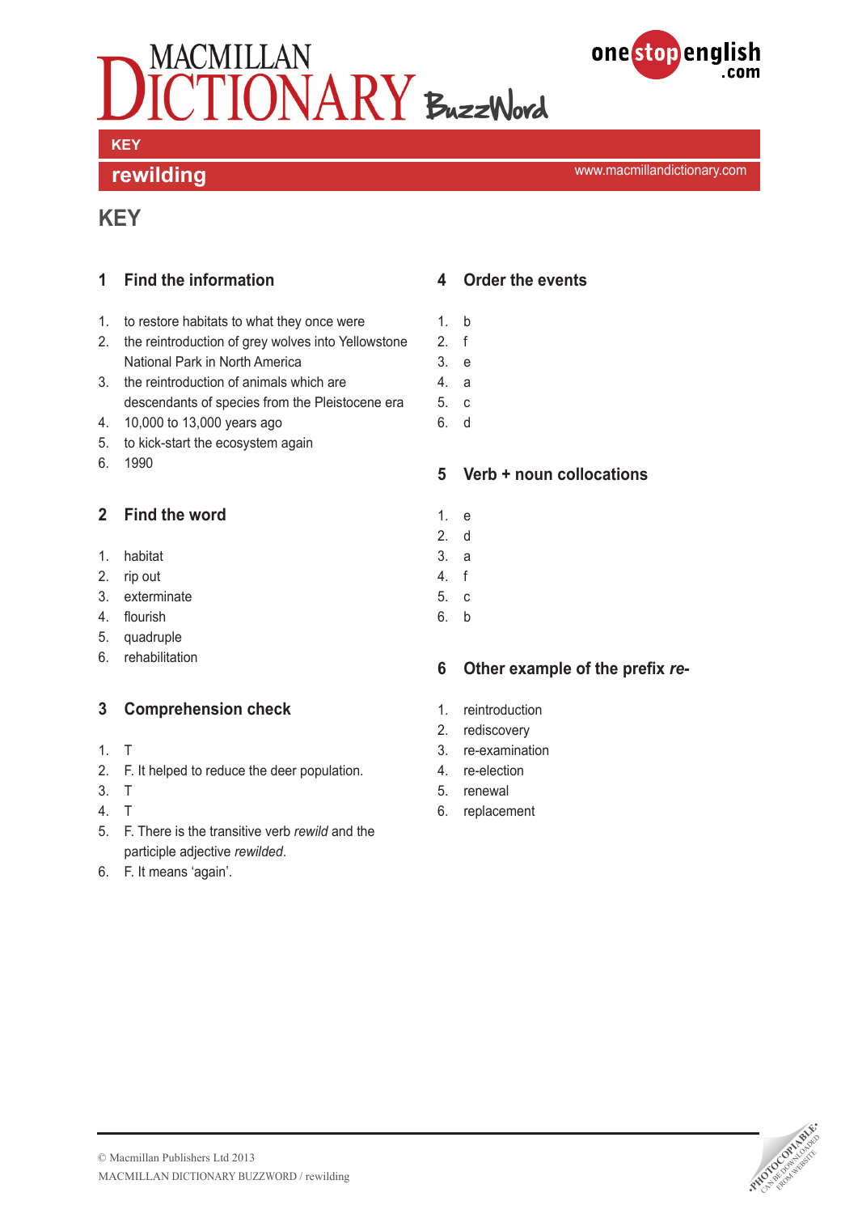# MACMILLAN DICTIONARY BuzzWord

**KEY**

## rewilding

www.macmillandictionary.com

## KEY

### 1 Find the information

1. to restore habitats to what they once were
2. the reintroduction of grey wolves into Yellowstone National Park in North America
3. the reintroduction of animals which are descendants of species from the Pleistocene era
4. 10,000 to 13,000 years ago
5. to kick-start the ecosystem again
6. 1990

### 2 Find the word

1. habitat
2. rip out
3. exterminate
4. flourish
5. quadruple
6. rehabilitation

### 3 Comprehension check

1. T
2. F. It helped to reduce the deer population.
3. T
4. T
5. F. There is the transitive verb *rewild* and the participle adjective *rewilded*.
6. F. It means 'again'.

### 4 Order the events

1. b
2. f
3. e
4. a
5. c
6. d

### 5 Verb + noun collocations

1. e
2. d
3. a
4. f
5. c
6. b

### 6 Other example of the prefix *re-*

1. reintroduction
2. rediscovery
3. re-examination
4. re-election
5. renewal
6. replacement

© Macmillan Publishers Ltd 2013
MACMILLAN DICTIONARY BUZZWORD / rewilding